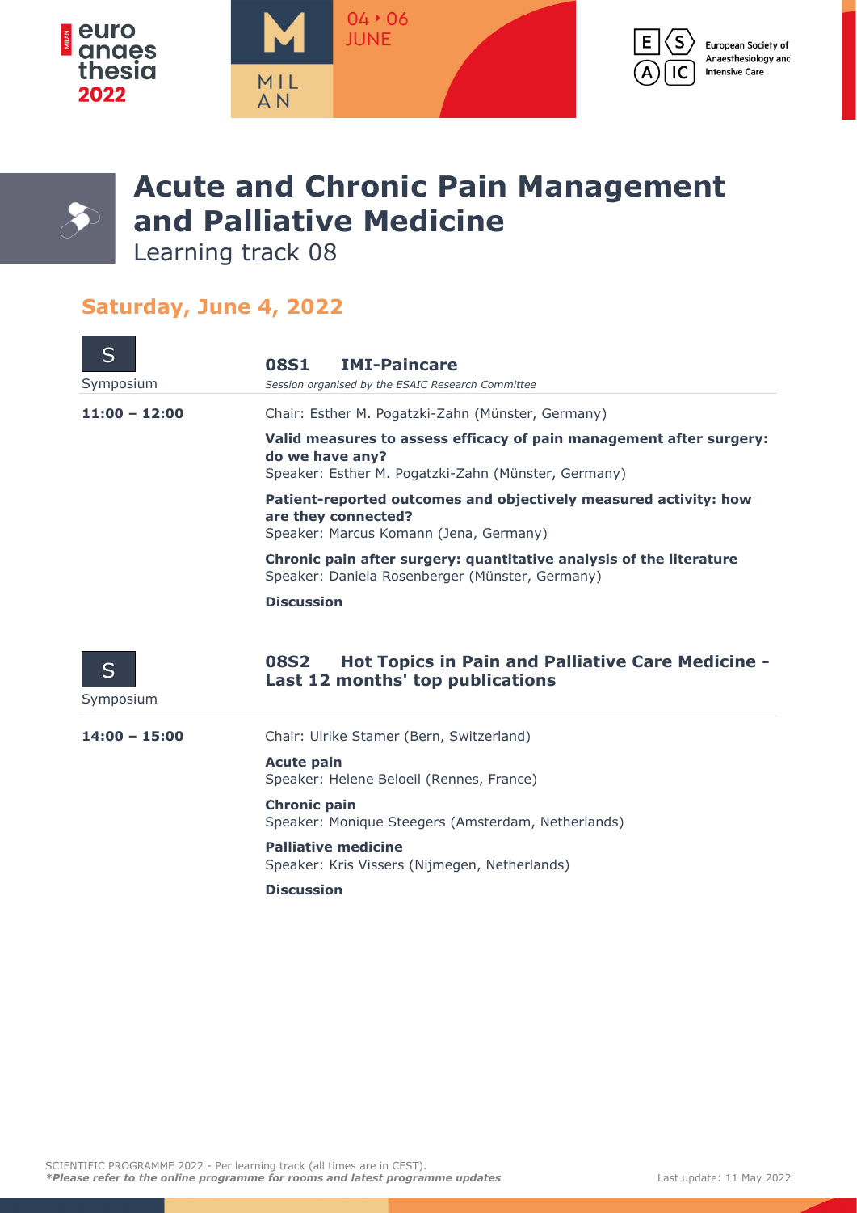# Acute and Chronic Pain Management and Palliative Medicine

Learning track 08

## Saturday, June 4, 2022

### 08S1 IMI-Paincare

Symposium

*Session organised by the ESAIC Research Committee*

**11:00 – 12:00**

Chair: Esther M. Pogatzki-Zahn (Münster, Germany)

**Valid measures to assess efficacy of pain management after surgery: do we have any?**
Speaker: Esther M. Pogatzki-Zahn (Münster, Germany)

**Patient-reported outcomes and objectively measured activity: how are they connected?**
Speaker: Marcus Komann (Jena, Germany)

**Chronic pain after surgery: quantitative analysis of the literature**
Speaker: Daniela Rosenberger (Münster, Germany)

**Discussion**

### 08S2 Hot Topics in Pain and Palliative Care Medicine - Last 12 months' top publications

Symposium

**14:00 – 15:00**

Chair: Ulrike Stamer (Bern, Switzerland)

**Acute pain**
Speaker: Helene Beloeil (Rennes, France)

**Chronic pain**
Speaker: Monique Steegers (Amsterdam, Netherlands)

**Palliative medicine**
Speaker: Kris Vissers (Nijmegen, Netherlands)

**Discussion**

SCIENTIFIC PROGRAMME 2022 - Per learning track (all times are in CEST).
***Please refer to the online programme for rooms and latest programme updates***

Last update: 11 May 2022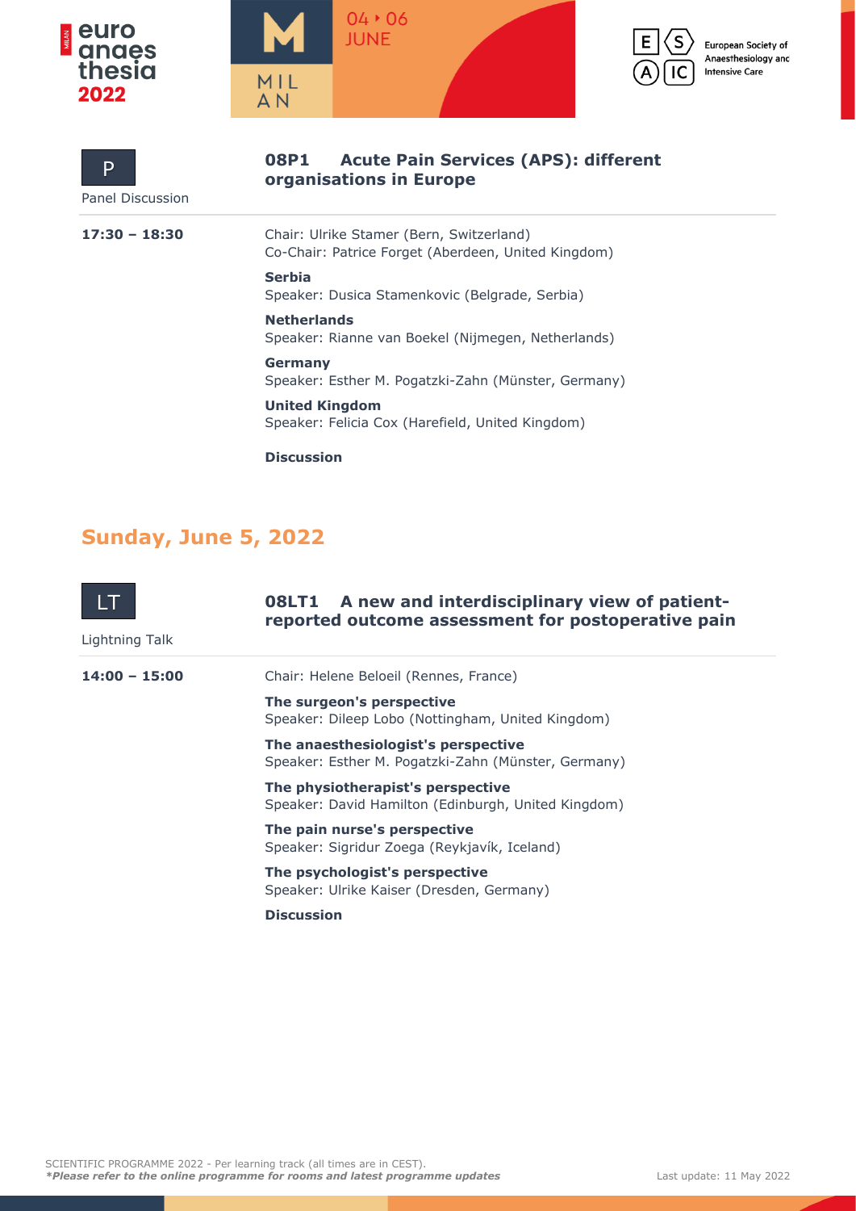**P**

Panel Discussion

## 08P1 Acute Pain Services (APS): different organisations in Europe

**17:30 – 18:30**

Chair: Ulrike Stamer (Bern, Switzerland)
Co-Chair: Patrice Forget (Aberdeen, United Kingdom)

**Serbia**
Speaker: Dusica Stamenkovic (Belgrade, Serbia)

**Netherlands**
Speaker: Rianne van Boekel (Nijmegen, Netherlands)

**Germany**
Speaker: Esther M. Pogatzki-Zahn (Münster, Germany)

**United Kingdom**
Speaker: Felicia Cox (Harefield, United Kingdom)

**Discussion**

# Sunday, June 5, 2022

**LT**

Lightning Talk

## 08LT1 A new and interdisciplinary view of patient-reported outcome assessment for postoperative pain

**14:00 – 15:00**

Chair: Helene Beloeil (Rennes, France)

**The surgeon's perspective**
Speaker: Dileep Lobo (Nottingham, United Kingdom)

**The anaesthesiologist's perspective**
Speaker: Esther M. Pogatzki-Zahn (Münster, Germany)

**The physiotherapist's perspective**
Speaker: David Hamilton (Edinburgh, United Kingdom)

**The pain nurse's perspective**
Speaker: Sigridur Zoega (Reykjavík, Iceland)

**The psychologist's perspective**
Speaker: Ulrike Kaiser (Dresden, Germany)

**Discussion**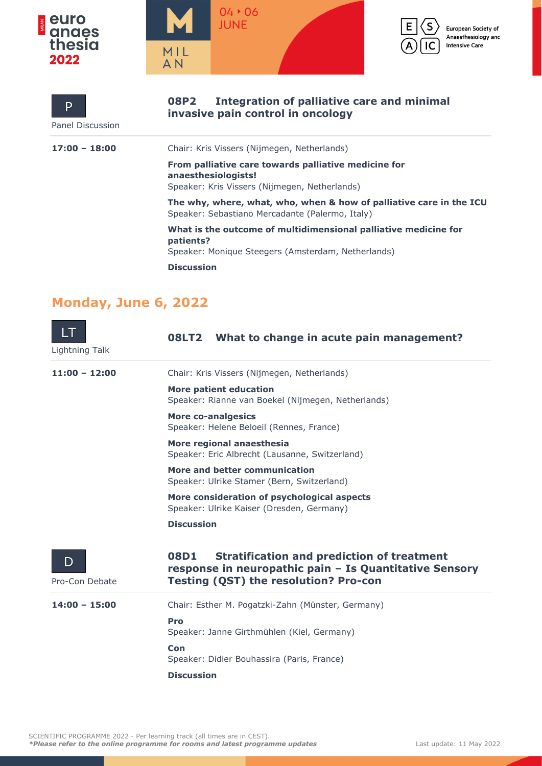P

Panel Discussion

## 08P2 Integration of palliative care and minimal invasive pain control in oncology

**17:00 – 18:00**

Chair: Kris Vissers (Nijmegen, Netherlands)

**From palliative care towards palliative medicine for anaesthesiologists!**
Speaker: Kris Vissers (Nijmegen, Netherlands)

**The why, where, what, who, when & how of palliative care in the ICU**
Speaker: Sebastiano Mercadante (Palermo, Italy)

**What is the outcome of multidimensional palliative medicine for patients?**
Speaker: Monique Steegers (Amsterdam, Netherlands)

**Discussion**

# Monday, June 6, 2022

LT

Lightning Talk

## 08LT2 What to change in acute pain management?

**11:00 – 12:00**

Chair: Kris Vissers (Nijmegen, Netherlands)

**More patient education**
Speaker: Rianne van Boekel (Nijmegen, Netherlands)

**More co-analgesics**
Speaker: Helene Beloeil (Rennes, France)

**More regional anaesthesia**
Speaker: Eric Albrecht (Lausanne, Switzerland)

**More and better communication**
Speaker: Ulrike Stamer (Bern, Switzerland)

**More consideration of psychological aspects**
Speaker: Ulrike Kaiser (Dresden, Germany)

**Discussion**

D

Pro-Con Debate

## 08D1 Stratification and prediction of treatment response in neuropathic pain – Is Quantitative Sensory Testing (QST) the resolution? Pro-con

**14:00 – 15:00**

Chair: Esther M. Pogatzki-Zahn (Münster, Germany)

**Pro**
Speaker: Janne Girthmühlen (Kiel, Germany)

**Con**
Speaker: Didier Bouhassira (Paris, France)

**Discussion**